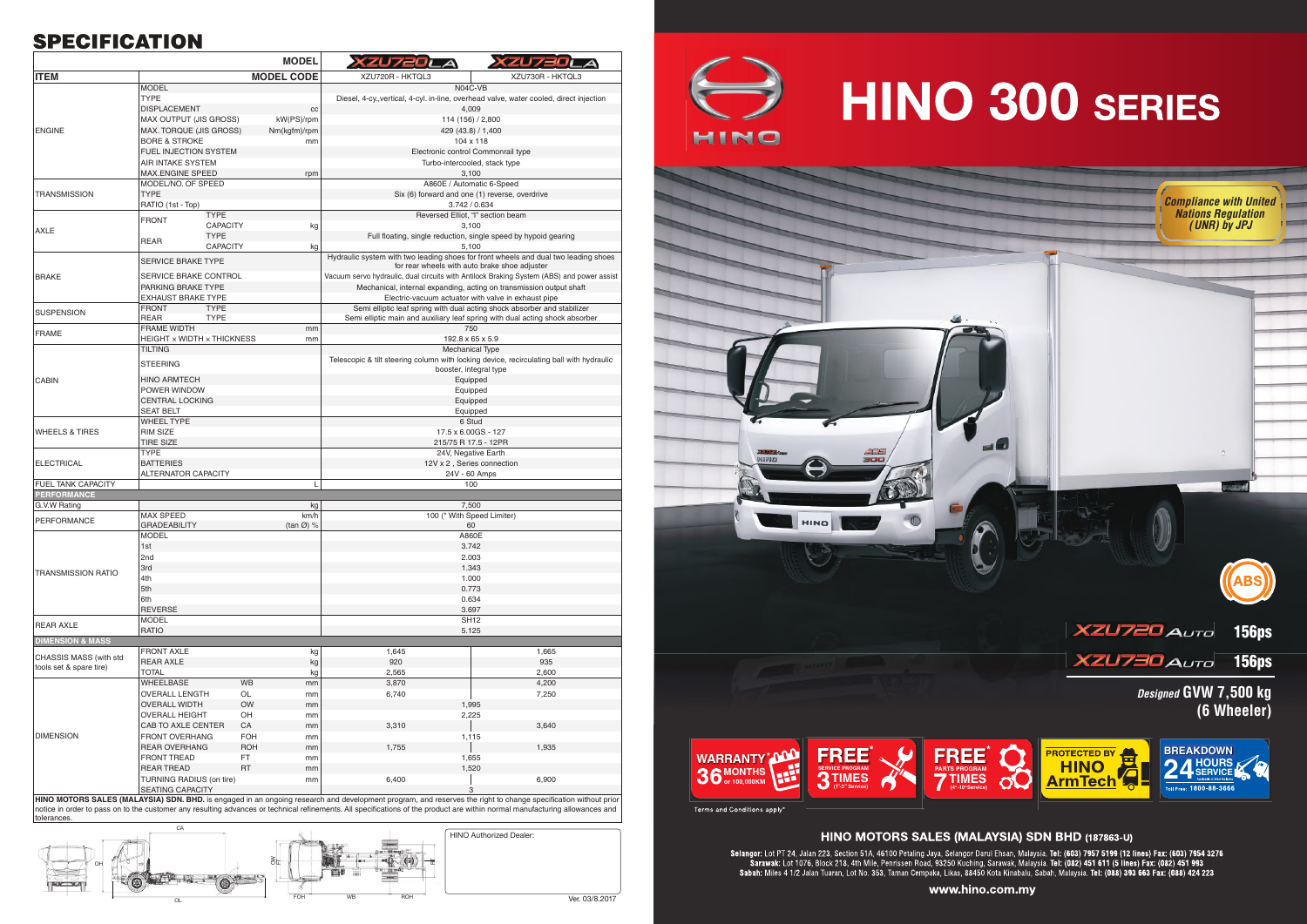# SPECIFICATION

| ITEM | | | MODEL | XZU720 LA | XZU730 LA |
|---|---|---|---|---|---|
| | | | MODEL CODE | XZU720R - HKTQL3 | XZU730R - HKTQL3 |
| ENGINE | MODEL | | | N04C-VB | |
| | TYPE | | | Diesel, 4-cy.,vertical, 4-cyl. in-line, overhead valve, water cooled, direct injection | |
| | DISPLACEMENT | | cc | 4,009 | |
| | MAX OUTPUT (JIS GROSS) | | kW(PS)/rpm | 114 (156) / 2,800 | |
| | MAX. TORQUE (JIS GROSS) | | Nm(kgfm)/rpm | 429 (43.8) / 1,400 | |
| | BORE & STROKE | | mm | 104 x 118 | |
| | FUEL INJECTION SYSTEM | | | Electronic control Commonrail type | |
| | AIR INTAKE SYSTEM | | | Turbo-intercooled, stack type | |
| | MAX.ENGINE SPEED | | rpm | 3,100 | |
| TRANSMISSION | MODEL/NO. OF SPEED | | | A860E / Automatic 6-Speed | |
| | TYPE | | | Six (6) forward and one (1) reverse, overdrive | |
| | RATIO (1st - Top) | | | 3.742 / 0.634 | |
| AXLE | FRONT | TYPE | | Reversed Elliot, "I" section beam | |
| | | CAPACITY | kg | 3,100 | |
| | REAR | TYPE | | Full floating, single reduction, single speed by hypoid gearing | |
| | | CAPACITY | kg | 5,100 | |
| BRAKE | SERVICE BRAKE TYPE | | | Hydraulic system with two leading shoes for front wheels and dual two leading shoes for rear wheels with auto brake shoe adjuster | |
| | SERVICE BRAKE CONTROL | | | Vacuum servo hydraulic, dual circuits with Antilock Braking System (ABS) and power assist | |
| | PARKING BRAKE TYPE | | | Mechanical, internal expanding, acting on transmission output shaft | |
| | EXHAUST BRAKE TYPE | | | Electric-vacuum actuator with valve in exhaust pipe | |
| SUSPENSION | FRONT | TYPE | | Semi elliptic leaf spring with dual acting shock absorber and stabilizer | |
| | REAR | TYPE | | Semi elliptic main and auxiliary leaf spring with dual acting shock absorber | |
| FRAME | FRAME WIDTH | | mm | 750 | |
| | HEIGHT x WIDTH x THICKNESS | | mm | 192.8 x 65 x 5.9 | |
| CABIN | TILTING | | | Mechanical Type | |
| | STEERING | | | Telescopic & tilt steering column with locking device, recirculating ball with hydraulic booster, integral type | |
| | HINO ARMTECH | | | Equipped | |
| | POWER WINDOW | | | Equipped | |
| | CENTRAL LOCKING | | | Equipped | |
| | SEAT BELT | | | Equipped | |
| WHEELS & TIRES | WHEEL TYPE | | | 6 Stud | |
| | RIM SIZE | | | 17.5 x 6.00GS - 127 | |
| | TIRE SIZE | | | 215/75 R 17.5 - 12PR | |
| ELECTRICAL | TYPE | | | 24V, Negative Earth | |
| | BATTERIES | | | 12V x 2 , Series connection | |
| | ALTERNATOR CAPACITY | | | 24V - 60 Amps | |
| FUEL TANK CAPACITY | | | L | 100 | |
| **PERFORMANCE** | | | | | |
| G.V.W Rating | | | kg | 7,500 | |
| PERFORMANCE | MAX SPEED | | km/h | 100 (* With Speed Limiter) | |
| | GRADEABILITY | | (tan Ø) % | 60 | |
| TRANSMISSION RATIO | MODEL | | | A860E | |
| | 1st | | | 3.742 | |
| | 2nd | | | 2.003 | |
| | 3rd | | | 1.343 | |
| | 4th | | | 1.000 | |
| | 5th | | | 0.773 | |
| | 6th | | | 0.634 | |
| | REVERSE | | | 3.697 | |
| REAR AXLE | MODEL | | | SH12 | |
| | RATIO | | | 5.125 | |
| **DIMENSION & MASS** | | | | | |
| CHASSIS MASS (with std tools set & spare tire) | FRONT AXLE | | kg | 1,645 | 1,665 |
| | REAR AXLE | | kg | 920 | 935 |
| | TOTAL | | kg | 2,565 | 2,600 |
| DIMENSION | WHEELBASE | WB | mm | 3,870 | 4,200 |
| | OVERALL LENGTH | OL | mm | 6,740 | 7,250 |
| | OVERALL WIDTH | OW | mm | 1,995 | |
| | OVERALL HEIGHT | OH | mm | 2,225 | |
| | CAB TO AXLE CENTER | CA | mm | 3,310 | 3,640 |
| | FRONT OVERHANG | FOH | mm | 1,115 | |
| | REAR OVERHANG | ROH | mm | 1,755 | 1,935 |
| | FRONT TREAD | FT | mm | 1,655 | |
| | REAR TREAD | RT | mm | 1,520 | |
| | TURNING RADIUS (on tire) | | mm | 6,400 | 6,900 |
| | SEATING CAPACITY | | | 3 | |

**HINO MOTORS SALES (MALAYSIA) SDN. BHD.** is engaged in an ongoing research and development program, and reserves the right to change specification without prior notice in order to pass on to the customer any resulting advances or technical refinements. All specifications of the product are within normal manufacturing allowances and tolerances.

HINO Authorized Dealer:

Ver. 03/8.2017

# HINO 300 SERIES

*Compliance with United Nations Regulation (UNR) by JPJ*

ABS

XZU720 AUTO 156ps

XZU730 AUTO 156ps

*Designed* **GVW 7,500 kg (6 Wheeler)**

WARRANTY* 36 MONTHS or 100,000KM

FREE* SERVICE PROGRAM 3 TIMES (1st-3rd Service)

FREE* PARTS PROGRAM 7 TIMES (4th-10th Service)

PROTECTED BY HINO ArmTech

BREAKDOWN 24 HOURS SERVICE — Toll Free: 1800-88-3666

Terms and Conditions apply*

## HINO MOTORS SALES (MALAYSIA) SDN BHD (187863-U)

**Selangor:** Lot PT 24, Jalan 223, Section 51A, 46100 Petaling Jaya, Selangor Darul Ehsan, Malaysia. **Tel: (603) 7957 5199 (12 lines) Fax: (603) 7954 3276**
**Sarawak:** Lot 1076, Block 218, 4th Mile, Penrissen Road, 93250 Kuching, Sarawak, Malaysia. **Tel: (082) 451 611 (5 lines) Fax: (082) 451 993**
**Sabah:** Miles 4 1/2 Jalan Tuaran, Lot No. 353, Taman Cempaka, Likas, 88450 Kota Kinabalu, Sabah, Malaysia. **Tel: (088) 393 663 Fax: (088) 424 223**

**www.hino.com.my**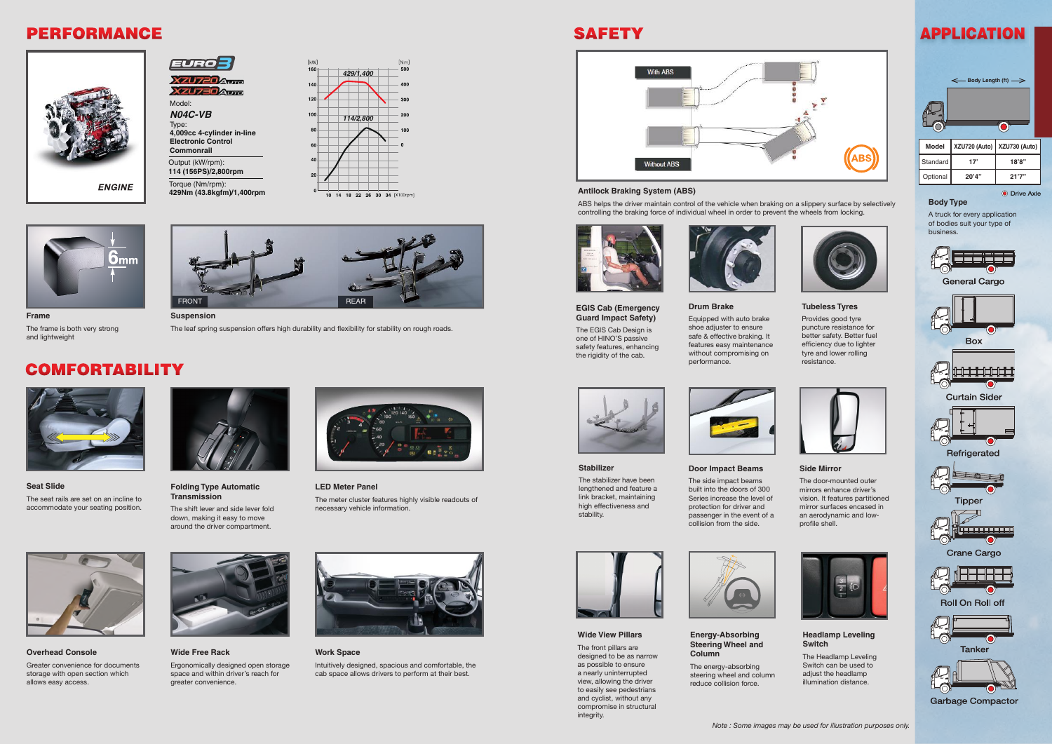# PERFORMANCE

ENGINE

EURO3

XZU720 AUTO
XZU730 AUTO

Model:
*N04C-VB*

Type:
**4,009cc 4-cylinder in-line Electronic Control Commonrail**

Output (kW/rpm):
**114 (156PS)/2,800rpm**

Torque (Nm/rpm):
**429Nm (43.8kgfm)/1,400rpm**

[kW] [Nm]
429/1,400
114/2,800
160 140 120 100 80 60 40 20 0
500 400 300 200 100 0
10 14 18 22 26 30 34 (X100rpm)

6mm

**Frame**

The frame is both very strong and lightweight

FRONT REAR

**Suspension**

The leaf spring suspension offers high durability and flexibility for stability on rough roads.

# COMFORTABILITY

**Seat Slide**

The seat rails are set on an incline to accommodate your seating position.

**Folding Type Automatic Transmission**

The shift lever and side lever fold down, making it easy to move around the driver compartment.

**LED Meter Panel**

The meter cluster features highly visible readouts of necessary vehicle information.

**Overhead Console**

Greater convenience for documents storage with open section which allows easy access.

**Wide Free Rack**

Ergonomically designed open storage space and within driver's reach for greater convenience.

**Work Space**

Intuitively designed, spacious and comfortable, the cab space allows drivers to perform at their best.

# SAFETY

With ABS

Without ABS

ABS

**Antilock Braking System (ABS)**

ABS helps the driver maintain control of the vehicle when braking on a slippery surface by selectively controlling the braking force of individual wheel in order to prevent the wheels from locking.

**EGIS Cab (Emergency Guard Impact Safety)**

The EGIS Cab Design is one of HINO'S passive safety features, enhancing the rigidity of the cab.

**Drum Brake**

Equipped with auto brake shoe adjuster to ensure safe & effective braking. It features easy maintenance without compromising on performance.

**Tubeless Tyres**

Provides good tyre puncture resistance for better safety. Better fuel efficiency due to lighter tyre and lower rolling resistance.

**Stabilizer**

The stabilizer have been lengthened and feature a link bracket, maintaining high effectiveness and stability.

**Door Impact Beams**

The side impact beams built into the doors of 300 Series increase the level of protection for driver and passenger in the event of a collision from the side.

**Side Mirror**

The door-mounted outer mirrors enhance driver's vision. It features partitioned mirror surfaces encased in an aerodynamic and low-profile shell.

**Wide View Pillars**

The front pillars are designed to be as narrow as possible to ensure a nearly uninterrupted view, allowing the driver to easily see pedestrians and cyclist, without any compromise in structural integrity.

**Energy-Absorbing Steering Wheel and Column**

The energy-absorbing steering wheel and column reduce collision force.

**Headlamp Leveling Switch**

The Headlamp Leveling Switch can be used to adjust the headlamp illumination distance.

*Note : Some images may be used for illustration purposes only.*

# APPLICATION

← Body Length (ft) →

| Model | XZU720 (Auto) | XZU730 (Auto) |
|---|---|---|
| Standard | 17' | 18'8" |
| Optional | 20'4" | 21'7" |

◉ Drive Axle

**Body Type**

A truck for every application of bodies suit your type of business.

General Cargo

Box

Curtain Sider

Refrigerated

Tipper

Crane Cargo

Roll On Roll off

Tanker

Garbage Compactor